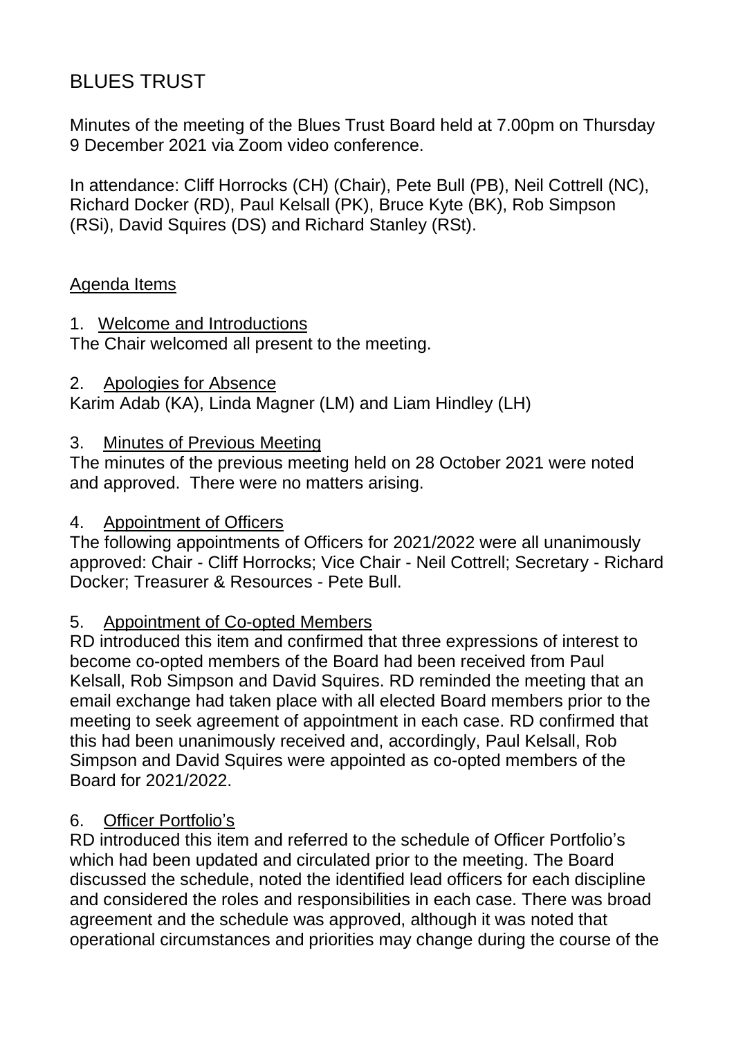# BLUES TRUST

Minutes of the meeting of the Blues Trust Board held at 7.00pm on Thursday 9 December 2021 via Zoom video conference.

In attendance: Cliff Horrocks (CH) (Chair), Pete Bull (PB), Neil Cottrell (NC), Richard Docker (RD), Paul Kelsall (PK), Bruce Kyte (BK), Rob Simpson (RSi), David Squires (DS) and Richard Stanley (RSt).

## Agenda Items

1. Welcome and Introductions

The Chair welcomed all present to the meeting.

2. Apologies for Absence

Karim Adab (KA), Linda Magner (LM) and Liam Hindley (LH)

3. Minutes of Previous Meeting

The minutes of the previous meeting held on 28 October 2021 were noted and approved. There were no matters arising.

4. Appointment of Officers

The following appointments of Officers for 2021/2022 were all unanimously approved: Chair - Cliff Horrocks; Vice Chair - Neil Cottrell; Secretary - Richard Docker; Treasurer & Resources - Pete Bull.

5. Appointment of Co-opted Members

RD introduced this item and confirmed that three expressions of interest to become co-opted members of the Board had been received from Paul Kelsall, Rob Simpson and David Squires. RD reminded the meeting that an email exchange had taken place with all elected Board members prior to the meeting to seek agreement of appointment in each case. RD confirmed that this had been unanimously received and, accordingly, Paul Kelsall, Rob Simpson and David Squires were appointed as co-opted members of the Board for 2021/2022.

6. Officer Portfolio's

RD introduced this item and referred to the schedule of Officer Portfolio's which had been updated and circulated prior to the meeting. The Board discussed the schedule, noted the identified lead officers for each discipline and considered the roles and responsibilities in each case. There was broad agreement and the schedule was approved, although it was noted that operational circumstances and priorities may change during the course of the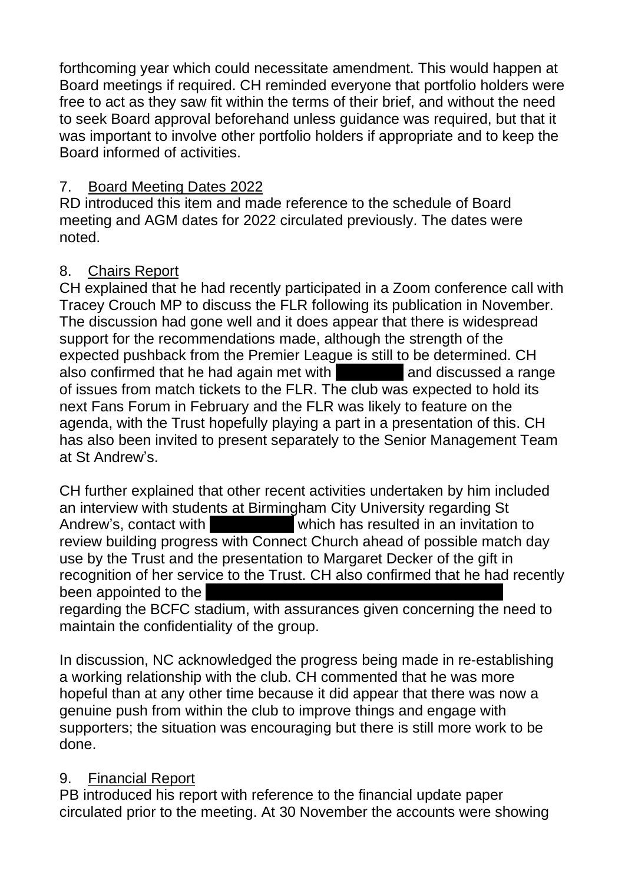forthcoming year which could necessitate amendment. This would happen at Board meetings if required. CH reminded everyone that portfolio holders were free to act as they saw fit within the terms of their brief, and without the need to seek Board approval beforehand unless guidance was required, but that it was important to involve other portfolio holders if appropriate and to keep the Board informed of activities.

7. Board Meeting Dates 2022

RD introduced this item and made reference to the schedule of Board meeting and AGM dates for 2022 circulated previously. The dates were noted.

8. Chairs Report

CH explained that he had recently participated in a Zoom conference call with Tracey Crouch MP to discuss the FLR following its publication in November. The discussion had gone well and it does appear that there is widespread support for the recommendations made, although the strength of the expected pushback from the Premier League is still to be determined. CH also confirmed that he had again met with ██████ and discussed a range of issues from match tickets to the FLR. The club was expected to hold its next Fans Forum in February and the FLR was likely to feature on the agenda, with the Trust hopefully playing a part in a presentation of this. CH has also been invited to present separately to the Senior Management Team at St Andrew's.

CH further explained that other recent activities undertaken by him included an interview with students at Birmingham City University regarding St Andrew's, contact with ██████ which has resulted in an invitation to review building progress with Connect Church ahead of possible match day use by the Trust and the presentation to Margaret Decker of the gift in recognition of her service to the Trust. CH also confirmed that he had recently been appointed to the ██████ regarding the BCFC stadium, with assurances given concerning the need to maintain the confidentiality of the group.

In discussion, NC acknowledged the progress being made in re-establishing a working relationship with the club. CH commented that he was more hopeful than at any other time because it did appear that there was now a genuine push from within the club to improve things and engage with supporters; the situation was encouraging but there is still more work to be done.

9. Financial Report

PB introduced his report with reference to the financial update paper circulated prior to the meeting. At 30 November the accounts were showing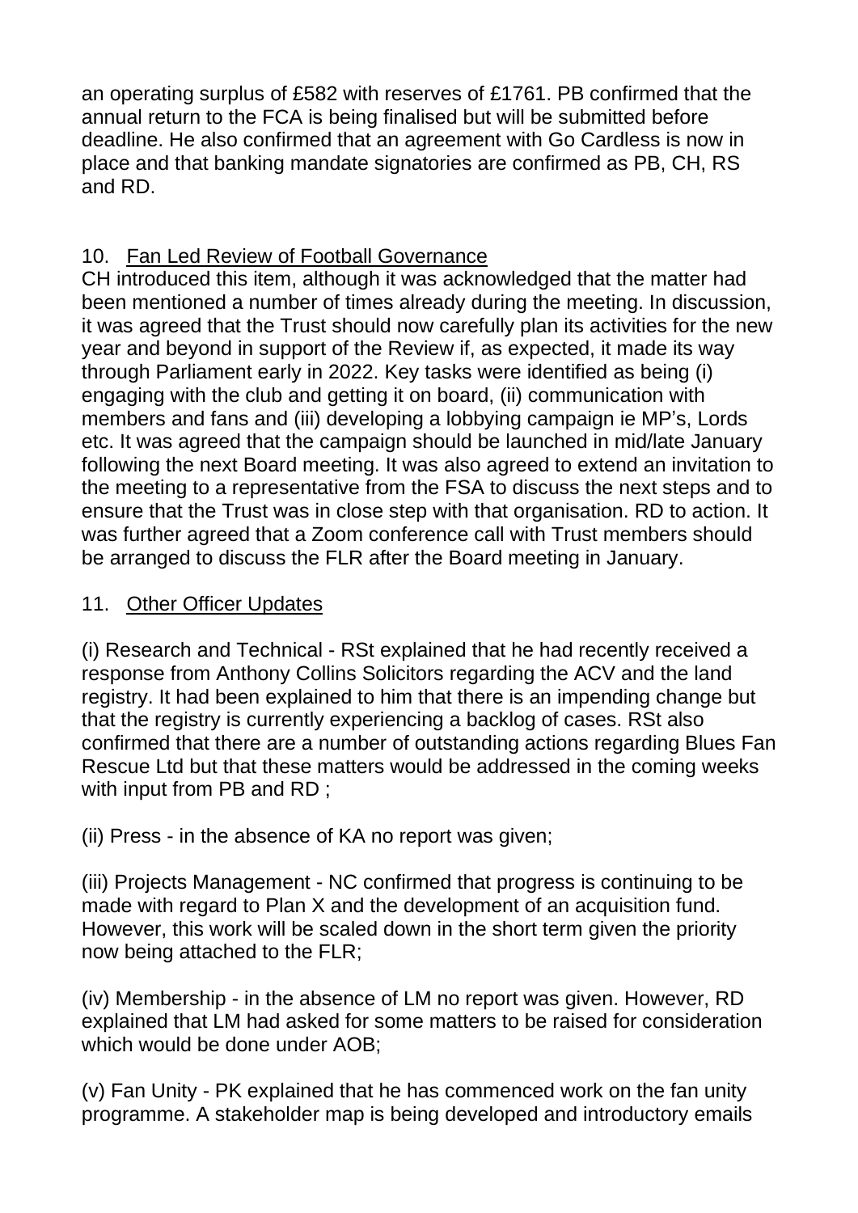an operating surplus of £582 with reserves of £1761. PB confirmed that the annual return to the FCA is being finalised but will be submitted before deadline. He also confirmed that an agreement with Go Cardless is now in place and that banking mandate signatories are confirmed as PB, CH, RS and RD.

10. <u>Fan Led Review of Football Governance</u>

CH introduced this item, although it was acknowledged that the matter had been mentioned a number of times already during the meeting. In discussion, it was agreed that the Trust should now carefully plan its activities for the new year and beyond in support of the Review if, as expected, it made its way through Parliament early in 2022. Key tasks were identified as being (i) engaging with the club and getting it on board, (ii) communication with members and fans and (iii) developing a lobbying campaign ie MP's, Lords etc. It was agreed that the campaign should be launched in mid/late January following the next Board meeting. It was also agreed to extend an invitation to the meeting to a representative from the FSA to discuss the next steps and to ensure that the Trust was in close step with that organisation. RD to action. It was further agreed that a Zoom conference call with Trust members should be arranged to discuss the FLR after the Board meeting in January.

11. <u>Other Officer Updates</u>

(i) Research and Technical - RSt explained that he had recently received a response from Anthony Collins Solicitors regarding the ACV and the land registry. It had been explained to him that there is an impending change but that the registry is currently experiencing a backlog of cases. RSt also confirmed that there are a number of outstanding actions regarding Blues Fan Rescue Ltd but that these matters would be addressed in the coming weeks with input from PB and RD ;

(ii) Press - in the absence of KA no report was given;

(iii) Projects Management - NC confirmed that progress is continuing to be made with regard to Plan X and the development of an acquisition fund. However, this work will be scaled down in the short term given the priority now being attached to the FLR;

(iv) Membership - in the absence of LM no report was given. However, RD explained that LM had asked for some matters to be raised for consideration which would be done under AOB;

(v) Fan Unity - PK explained that he has commenced work on the fan unity programme. A stakeholder map is being developed and introductory emails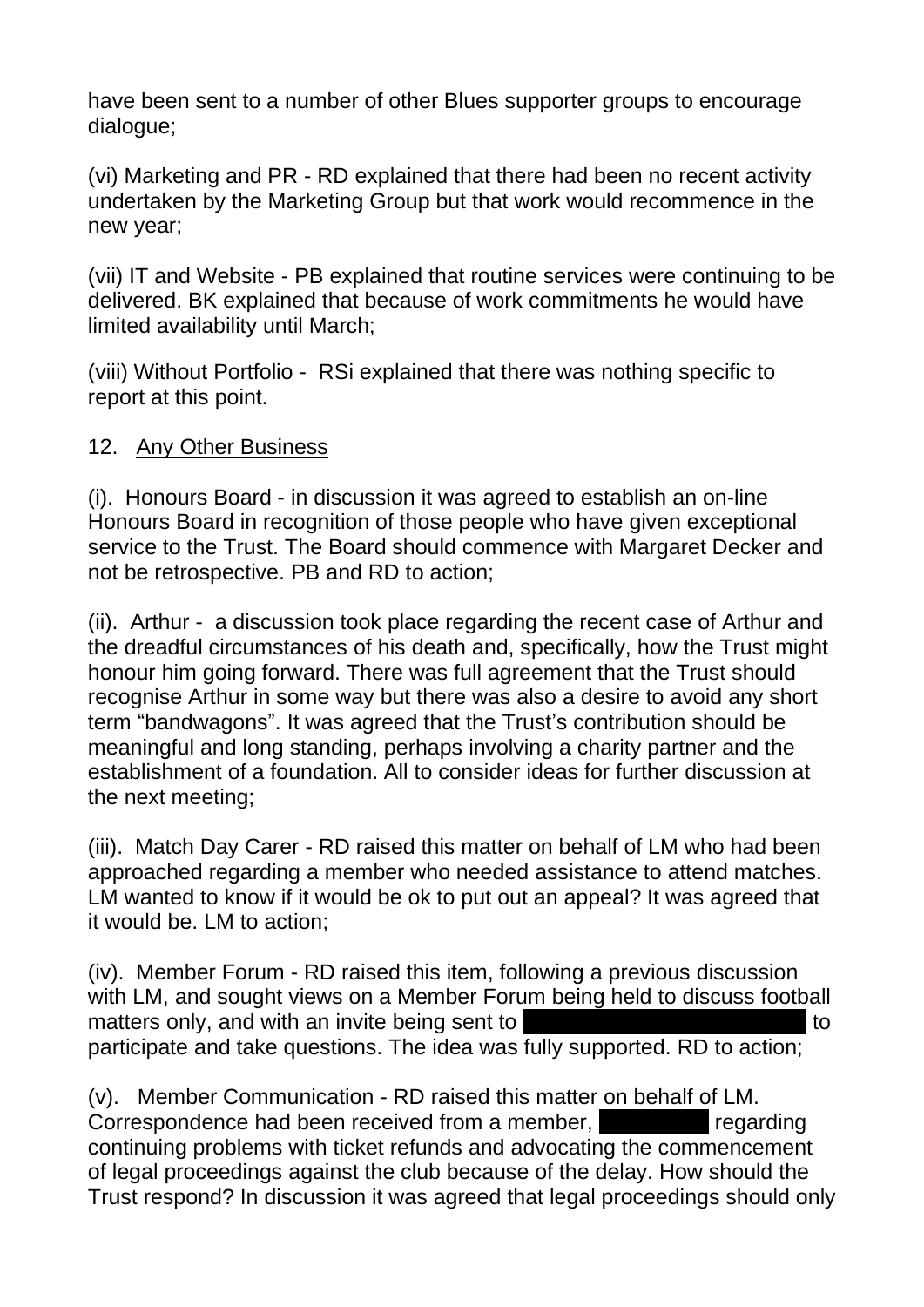have been sent to a number of other Blues supporter groups to encourage dialogue;

(vi) Marketing and PR - RD explained that there had been no recent activity undertaken by the Marketing Group but that work would recommence in the new year;

(vii) IT and Website - PB explained that routine services were continuing to be delivered. BK explained that because of work commitments he would have limited availability until March;

(viii) Without Portfolio - RSi explained that there was nothing specific to report at this point.

12. Any Other Business

(i). Honours Board - in discussion it was agreed to establish an on-line Honours Board in recognition of those people who have given exceptional service to the Trust. The Board should commence with Margaret Decker and not be retrospective. PB and RD to action;

(ii). Arthur - a discussion took place regarding the recent case of Arthur and the dreadful circumstances of his death and, specifically, how the Trust might honour him going forward. There was full agreement that the Trust should recognise Arthur in some way but there was also a desire to avoid any short term "bandwagons". It was agreed that the Trust's contribution should be meaningful and long standing, perhaps involving a charity partner and the establishment of a foundation. All to consider ideas for further discussion at the next meeting;

(iii). Match Day Carer - RD raised this matter on behalf of LM who had been approached regarding a member who needed assistance to attend matches. LM wanted to know if it would be ok to put out an appeal? It was agreed that it would be. LM to action;

(iv). Member Forum - RD raised this item, following a previous discussion with LM, and sought views on a Member Forum being held to discuss football matters only, and with an invite being sent to [REDACTED] to participate and take questions. The idea was fully supported. RD to action;

(v). Member Communication - RD raised this matter on behalf of LM. Correspondence had been received from a member, [REDACTED] regarding continuing problems with ticket refunds and advocating the commencement of legal proceedings against the club because of the delay. How should the Trust respond? In discussion it was agreed that legal proceedings should only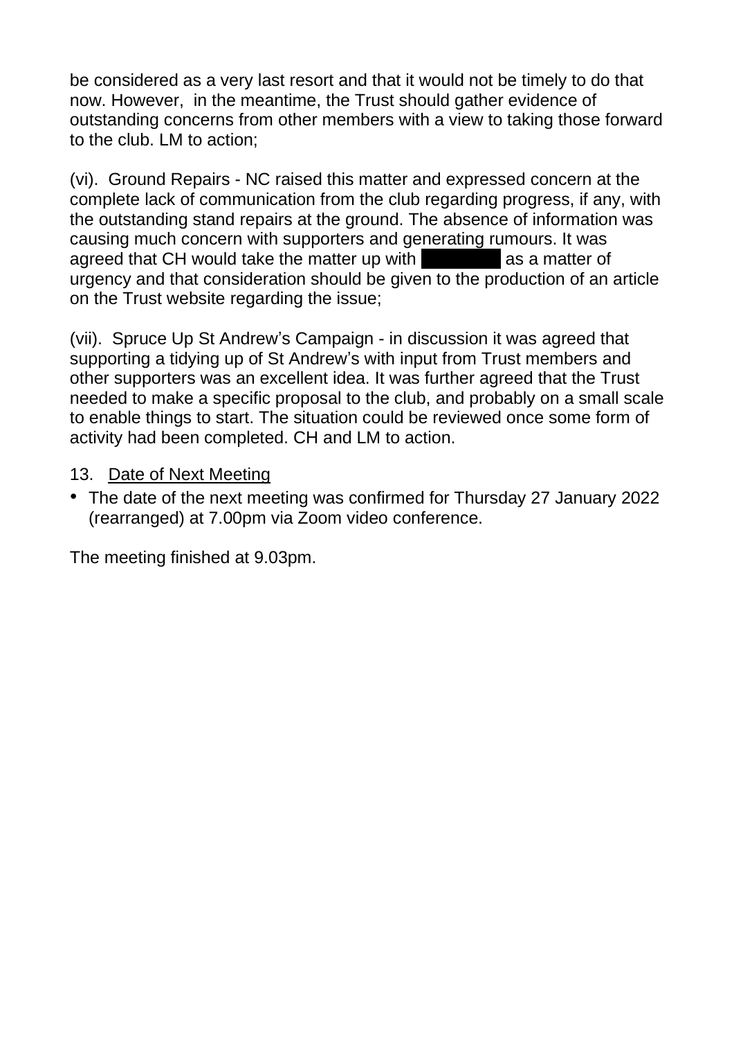be considered as a very last resort and that it would not be timely to do that now. However, in the meantime, the Trust should gather evidence of outstanding concerns from other members with a view to taking those forward to the club. LM to action;

(vi). Ground Repairs - NC raised this matter and expressed concern at the complete lack of communication from the club regarding progress, if any, with the outstanding stand repairs at the ground. The absence of information was causing much concern with supporters and generating rumours. It was agreed that CH would take the matter up with ████████ as a matter of urgency and that consideration should be given to the production of an article on the Trust website regarding the issue;

(vii). Spruce Up St Andrew's Campaign - in discussion it was agreed that supporting a tidying up of St Andrew's with input from Trust members and other supporters was an excellent idea. It was further agreed that the Trust needed to make a specific proposal to the club, and probably on a small scale to enable things to start. The situation could be reviewed once some form of activity had been completed. CH and LM to action.

13. Date of Next Meeting

- The date of the next meeting was confirmed for Thursday 27 January 2022 (rearranged) at 7.00pm via Zoom video conference.

The meeting finished at 9.03pm.